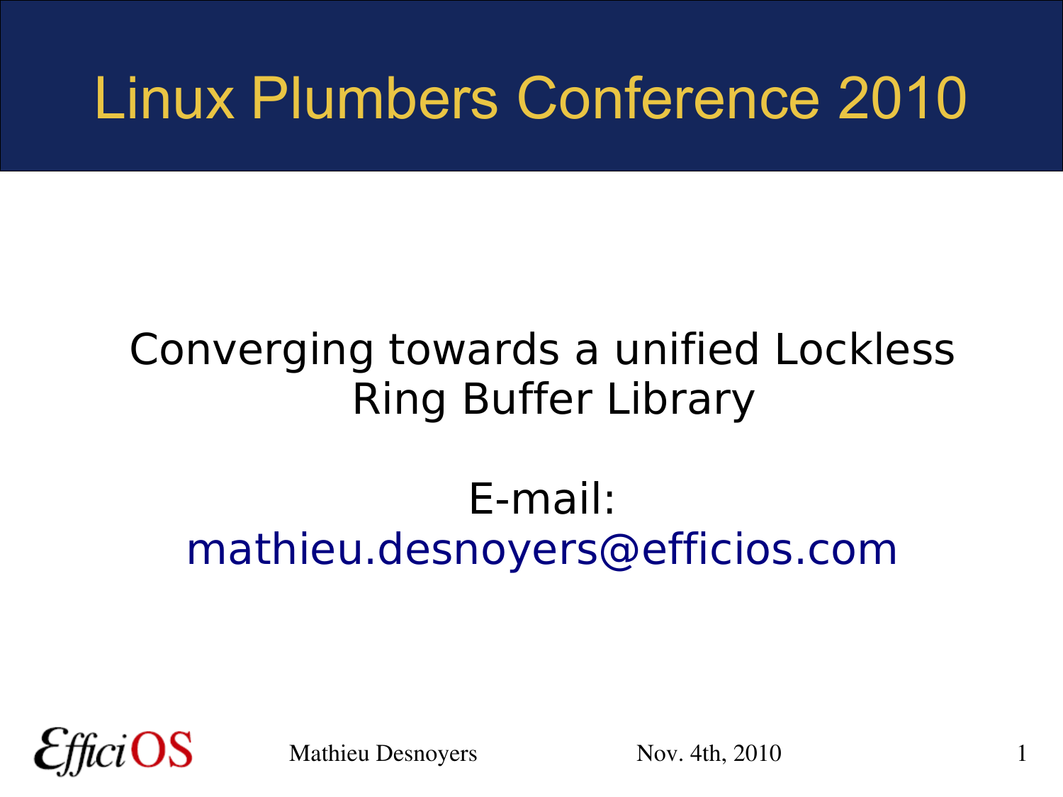# Linux Plumbers Conference 2010

## Converging towards a unified Lockless Ring Buffer Library

E-mail:
mathieu.desnoyers@efficios.com

EfficiOS

Mathieu Desnoyers

Nov. 4th, 2010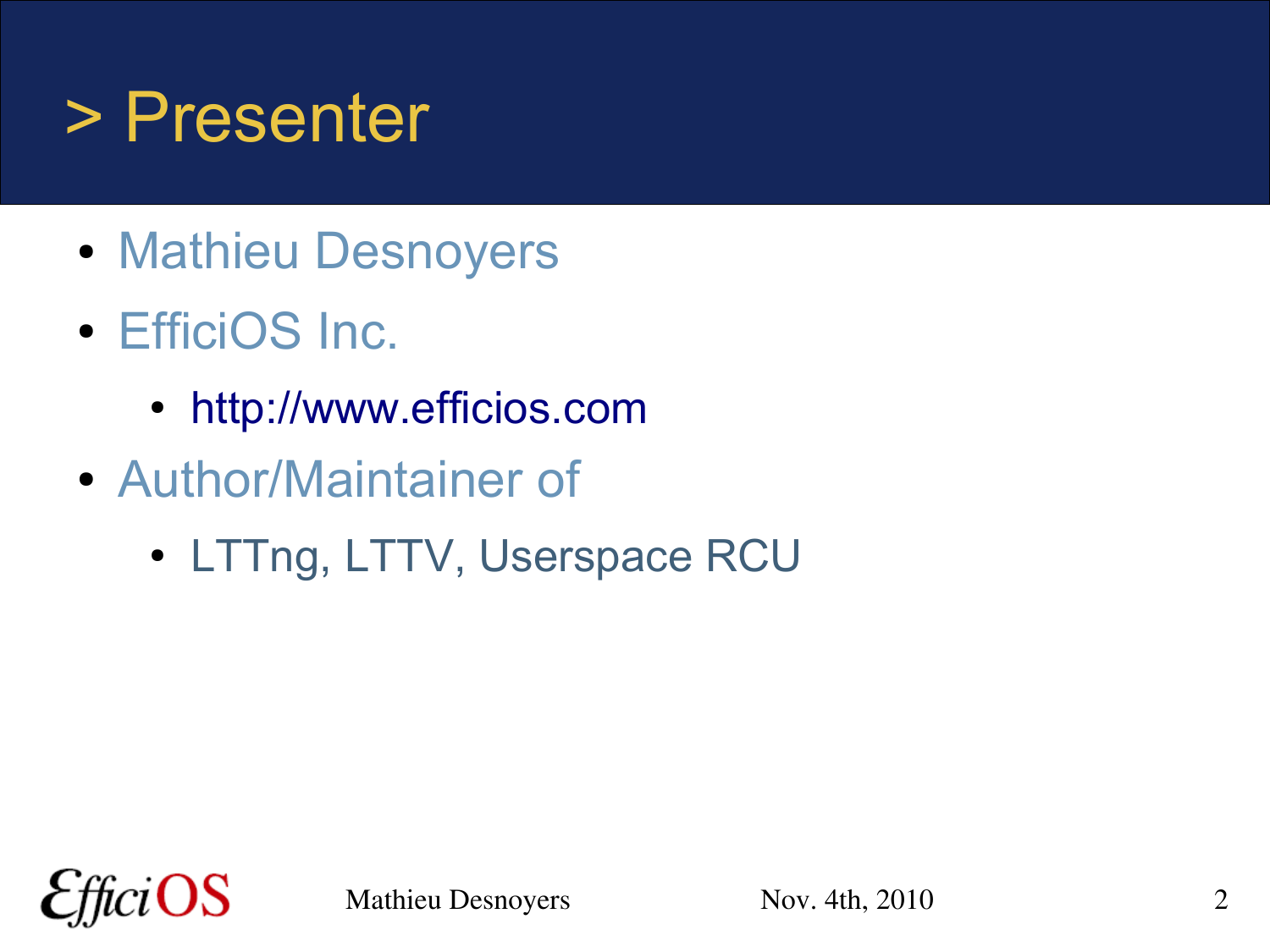# > Presenter

- Mathieu Desnoyers
- EfficiOS Inc.
  - http://www.efficios.com
- Author/Maintainer of
  - LTTng, LTTV, Userspace RCU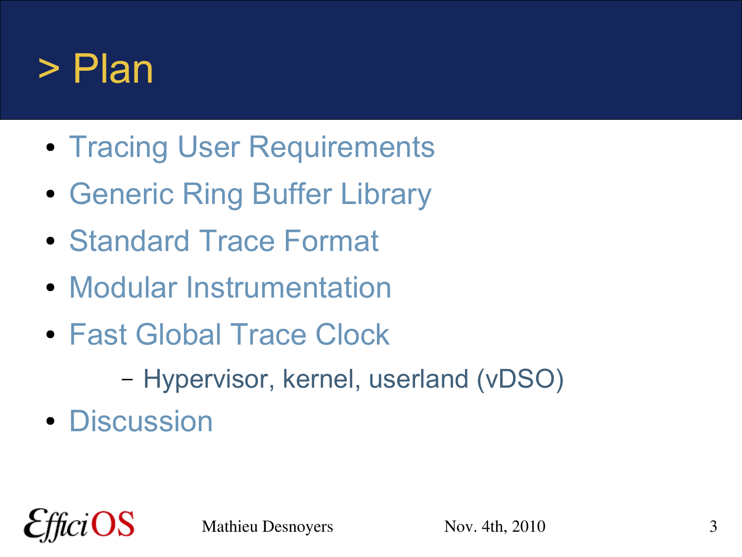# > Plan

- Tracing User Requirements
- Generic Ring Buffer Library
- Standard Trace Format
- Modular Instrumentation
- Fast Global Trace Clock
  - Hypervisor, kernel, userland (vDSO)
- Discussion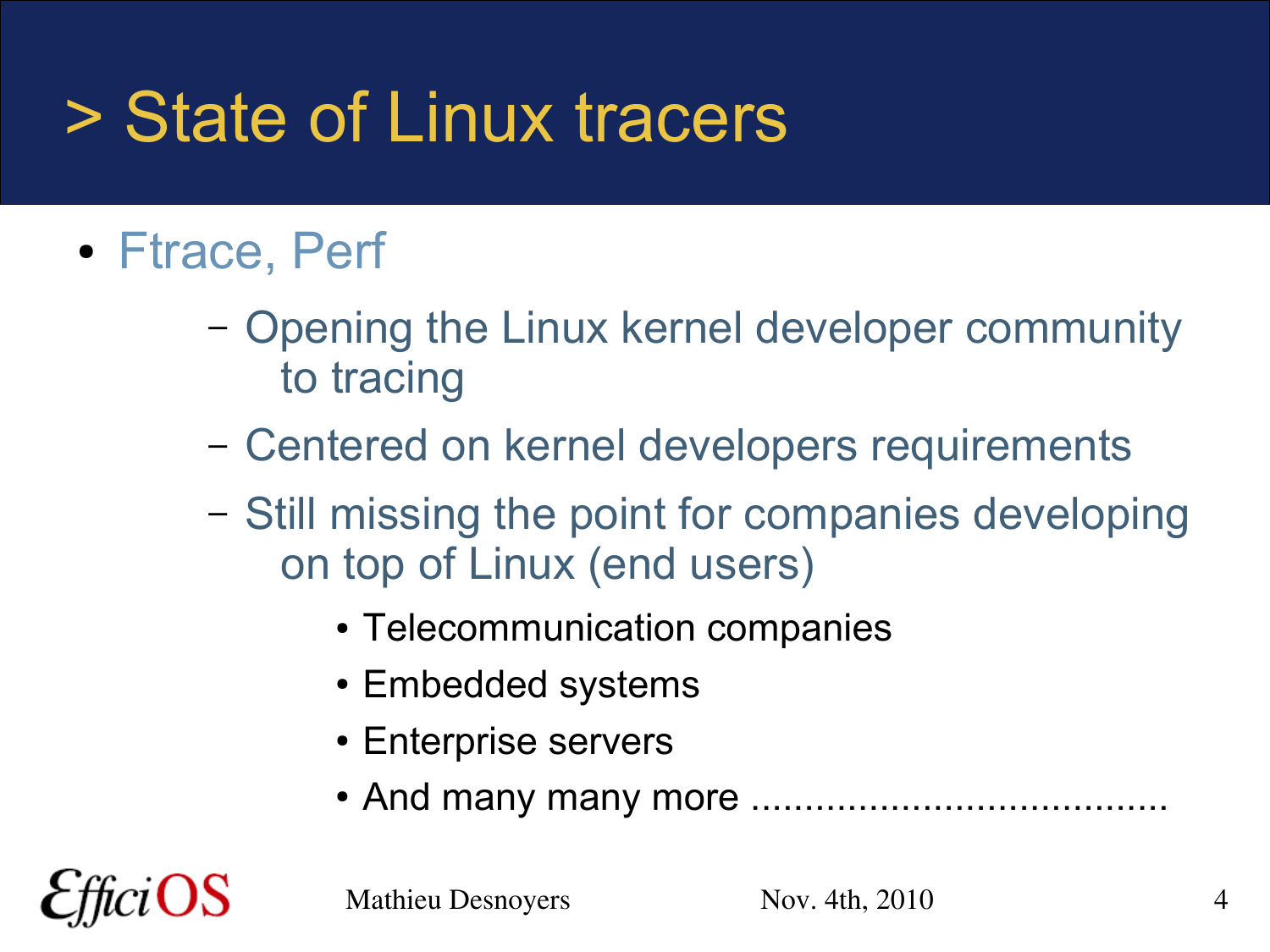# > State of Linux tracers

- Ftrace, Perf
  - Opening the Linux kernel developer community to tracing
  - Centered on kernel developers requirements
  - Still missing the point for companies developing on top of Linux (end users)
    - Telecommunication companies
    - Embedded systems
    - Enterprise servers
    - And many many more ......................................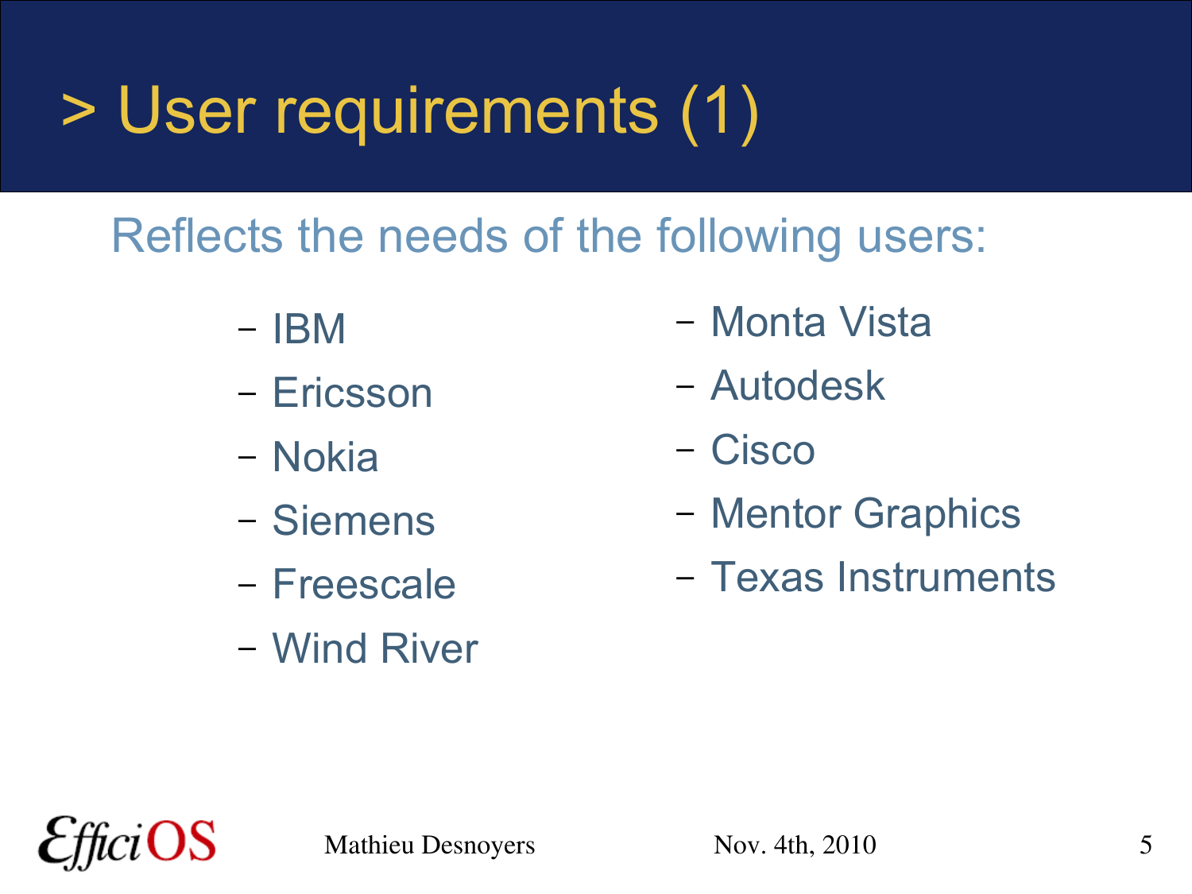# > User requirements (1)

Reflects the needs of the following users:

- IBM
- Ericsson
- Nokia
- Siemens
- Freescale
- Wind River
- Monta Vista
- Autodesk
- Cisco
- Mentor Graphics
- Texas Instruments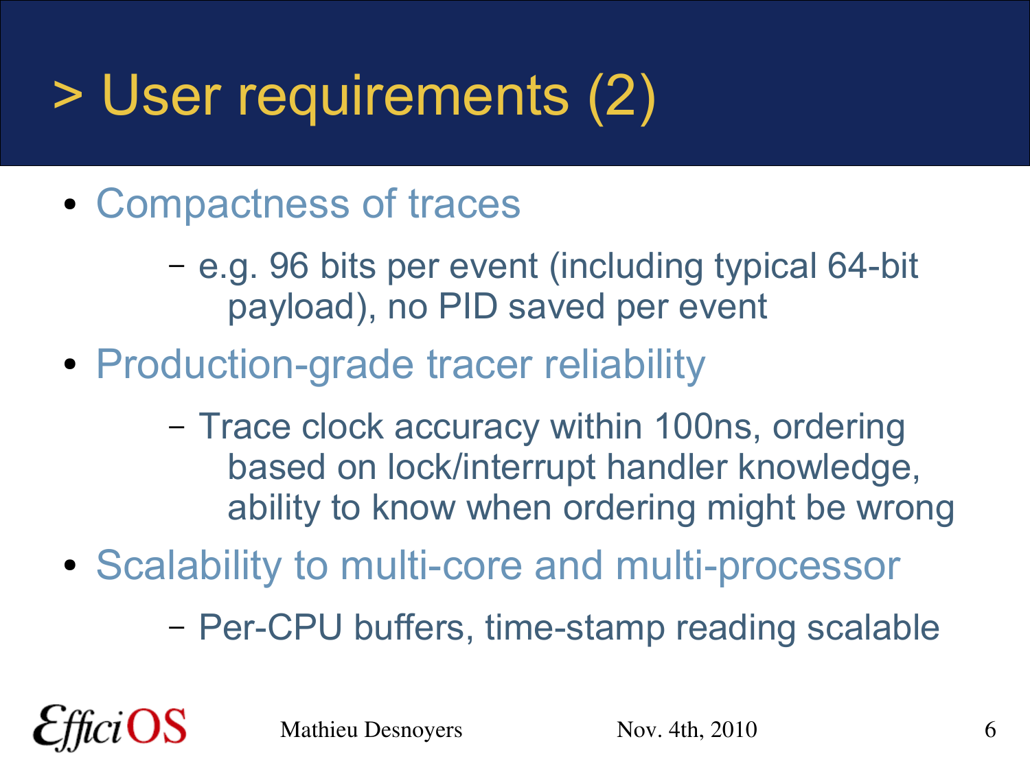# > User requirements (2)

- Compactness of traces
  - e.g. 96 bits per event (including typical 64-bit payload), no PID saved per event
- Production-grade tracer reliability
  - Trace clock accuracy within 100ns, ordering based on lock/interrupt handler knowledge, ability to know when ordering might be wrong
- Scalability to multi-core and multi-processor
  - Per-CPU buffers, time-stamp reading scalable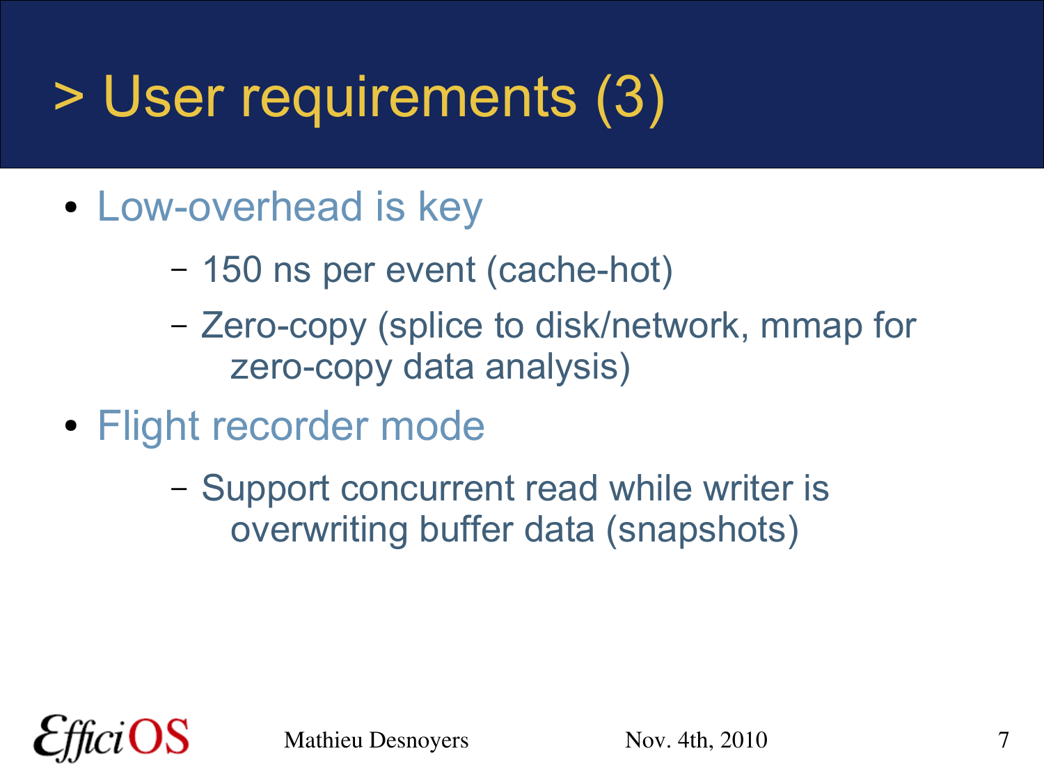# > User requirements (3)

- Low-overhead is key
  - 150 ns per event (cache-hot)
  - Zero-copy (splice to disk/network, mmap for zero-copy data analysis)
- Flight recorder mode
  - Support concurrent read while writer is overwriting buffer data (snapshots)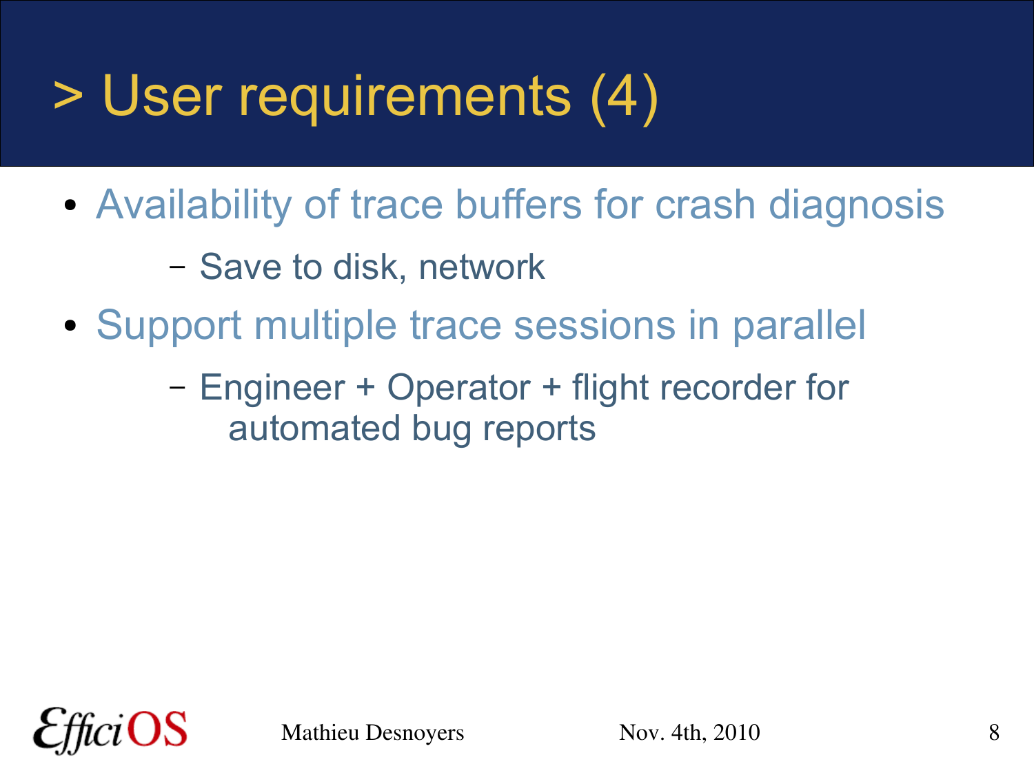# > User requirements (4)

- Availability of trace buffers for crash diagnosis
  - Save to disk, network
- Support multiple trace sessions in parallel
  - Engineer + Operator + flight recorder for automated bug reports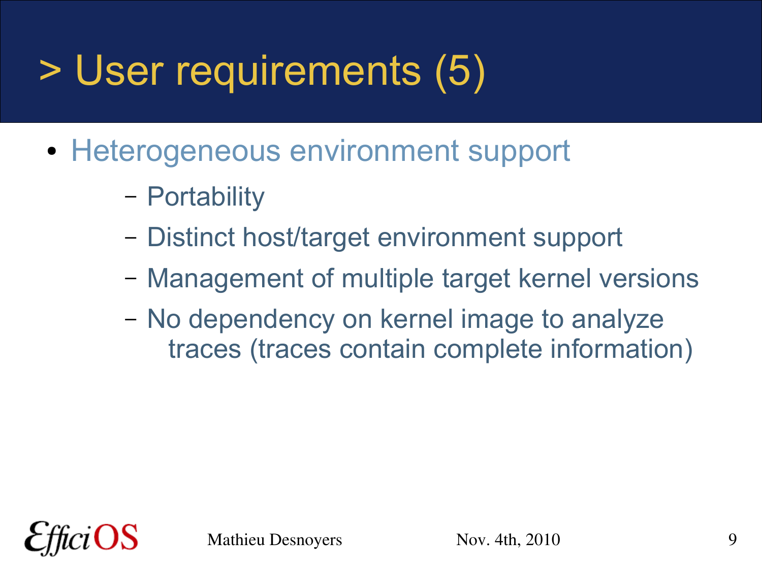# > User requirements (5)

- Heterogeneous environment support
  - Portability
  - Distinct host/target environment support
  - Management of multiple target kernel versions
  - No dependency on kernel image to analyze traces (traces contain complete information)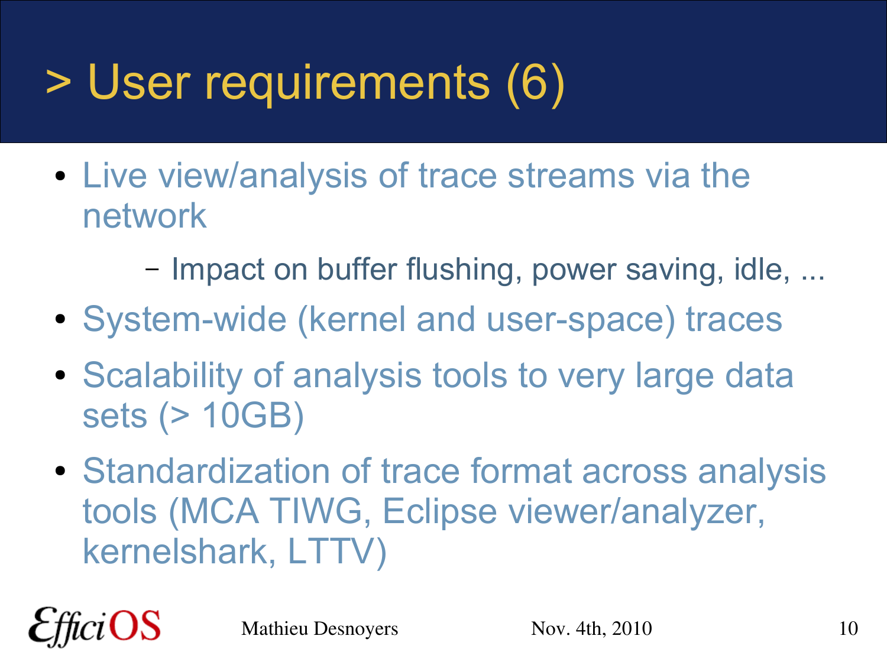# > User requirements (6)

- Live view/analysis of trace streams via the network
  - Impact on buffer flushing, power saving, idle, ...
- System-wide (kernel and user-space) traces
- Scalability of analysis tools to very large data sets (> 10GB)
- Standardization of trace format across analysis tools (MCA TIWG, Eclipse viewer/analyzer, kernelshark, LTTV)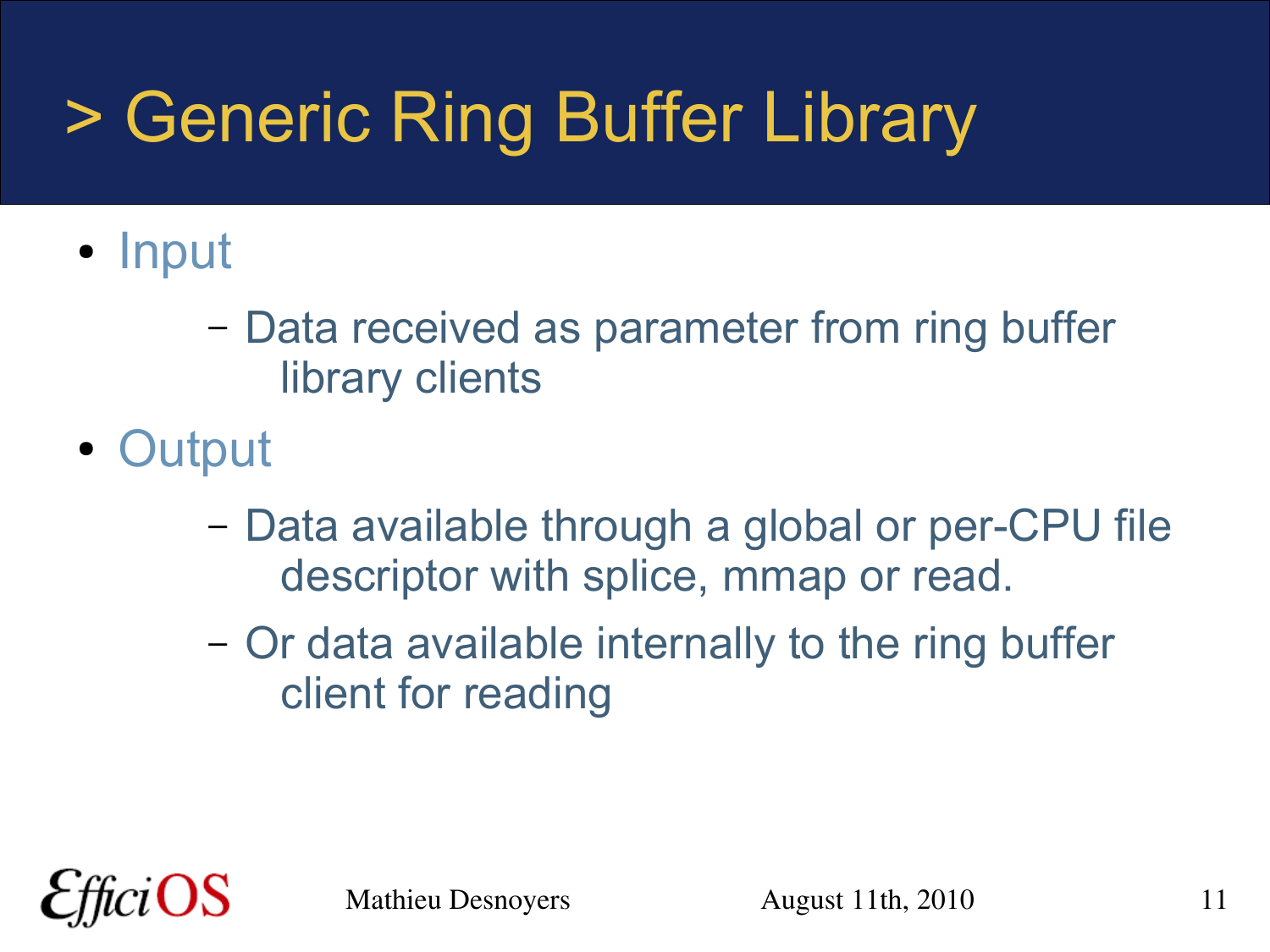# > Generic Ring Buffer Library

- Input
  - Data received as parameter from ring buffer library clients
- Output
  - Data available through a global or per-CPU file descriptor with splice, mmap or read.
  - Or data available internally to the ring buffer client for reading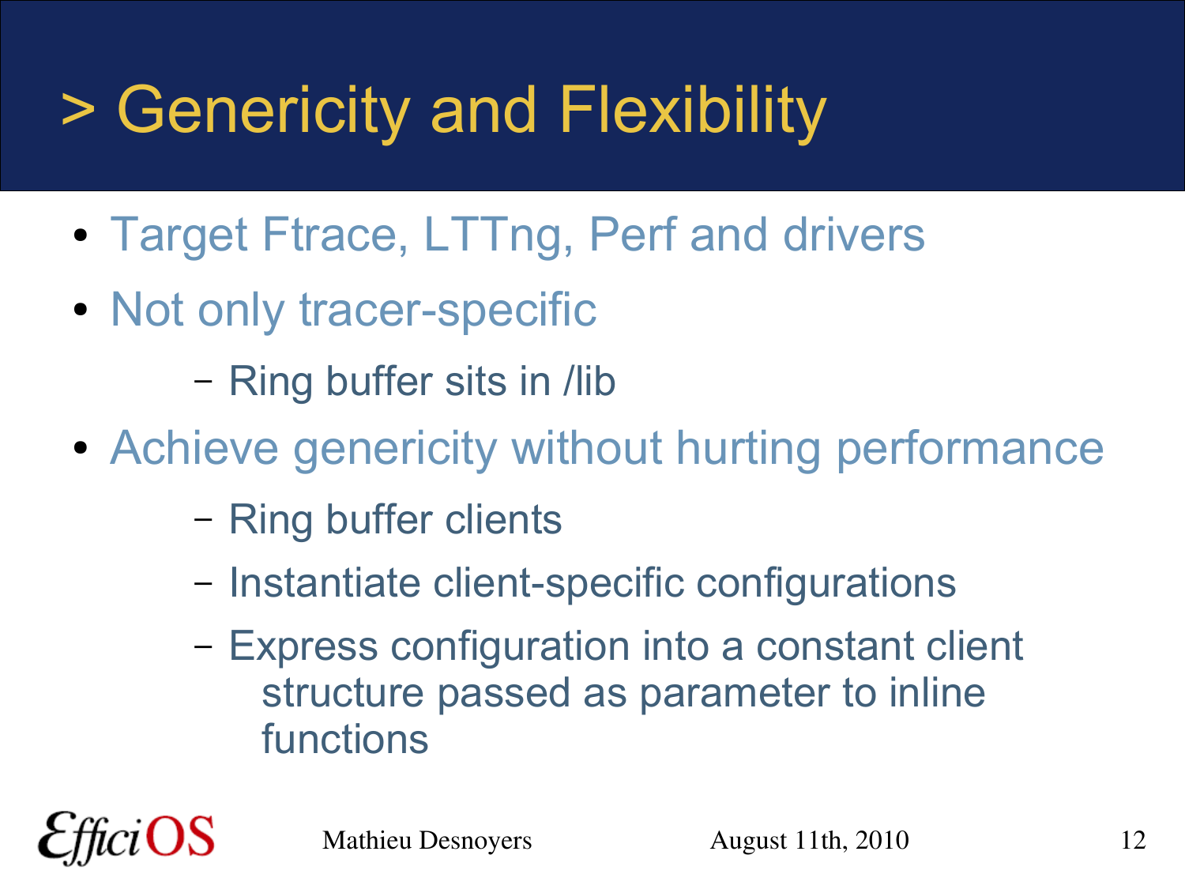# > Genericity and Flexibility

- Target Ftrace, LTTng, Perf and drivers
- Not only tracer-specific
  - Ring buffer sits in /lib
- Achieve genericity without hurting performance
  - Ring buffer clients
  - Instantiate client-specific configurations
  - Express configuration into a constant client structure passed as parameter to inline functions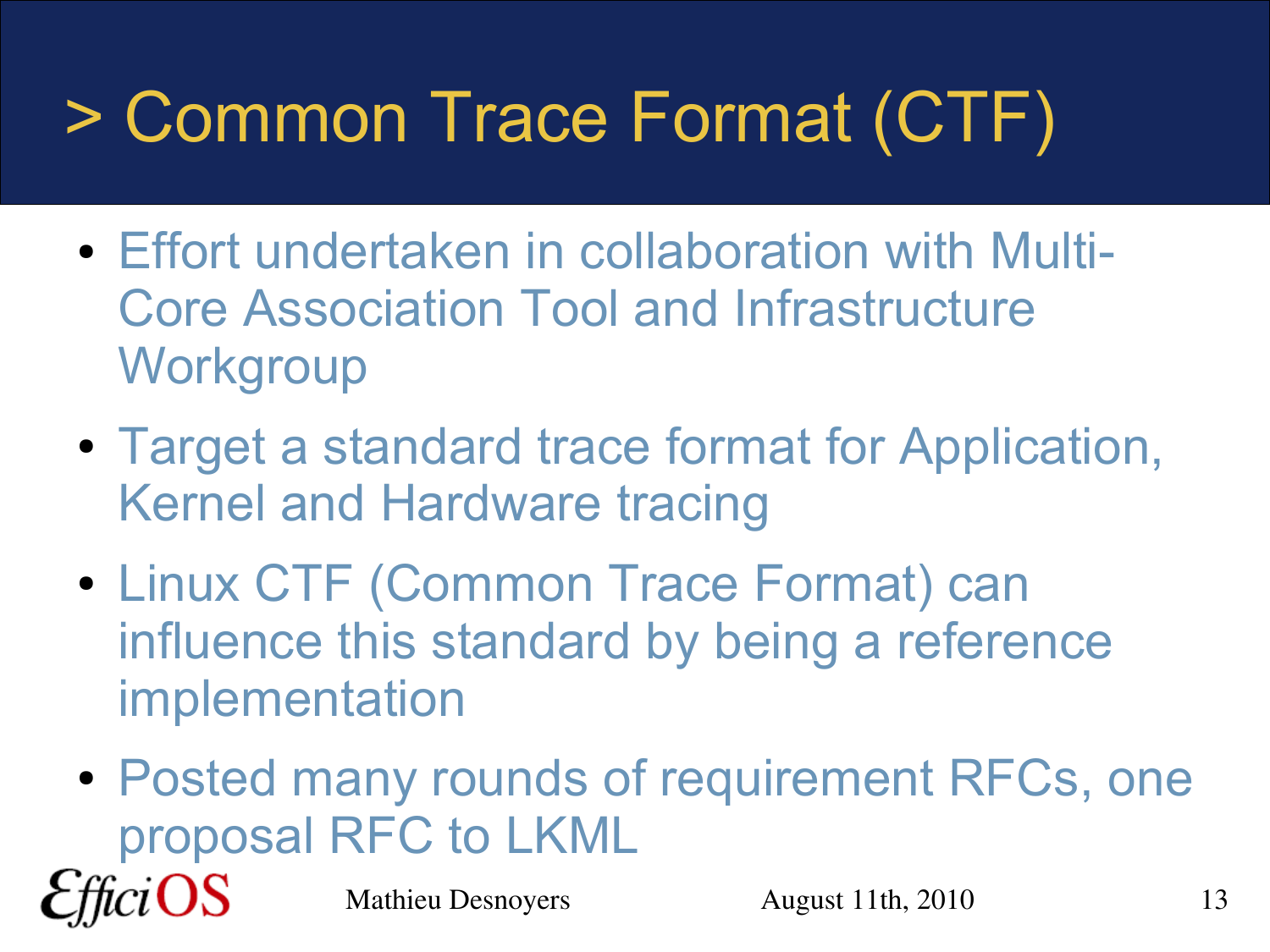# > Common Trace Format (CTF)

- Effort undertaken in collaboration with Multi-Core Association Tool and Infrastructure Workgroup
- Target a standard trace format for Application, Kernel and Hardware tracing
- Linux CTF (Common Trace Format) can influence this standard by being a reference implementation
- Posted many rounds of requirement RFCs, one proposal RFC to LKML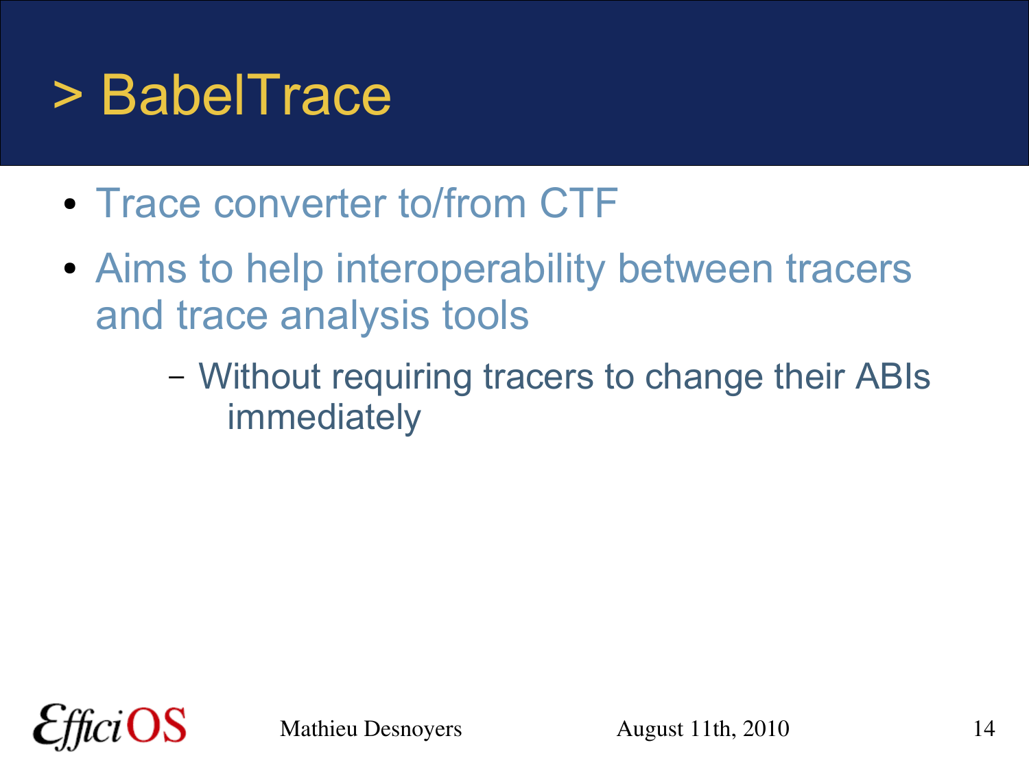# > BabelTrace

- Trace converter to/from CTF
- Aims to help interoperability between tracers and trace analysis tools
  - Without requiring tracers to change their ABIs immediately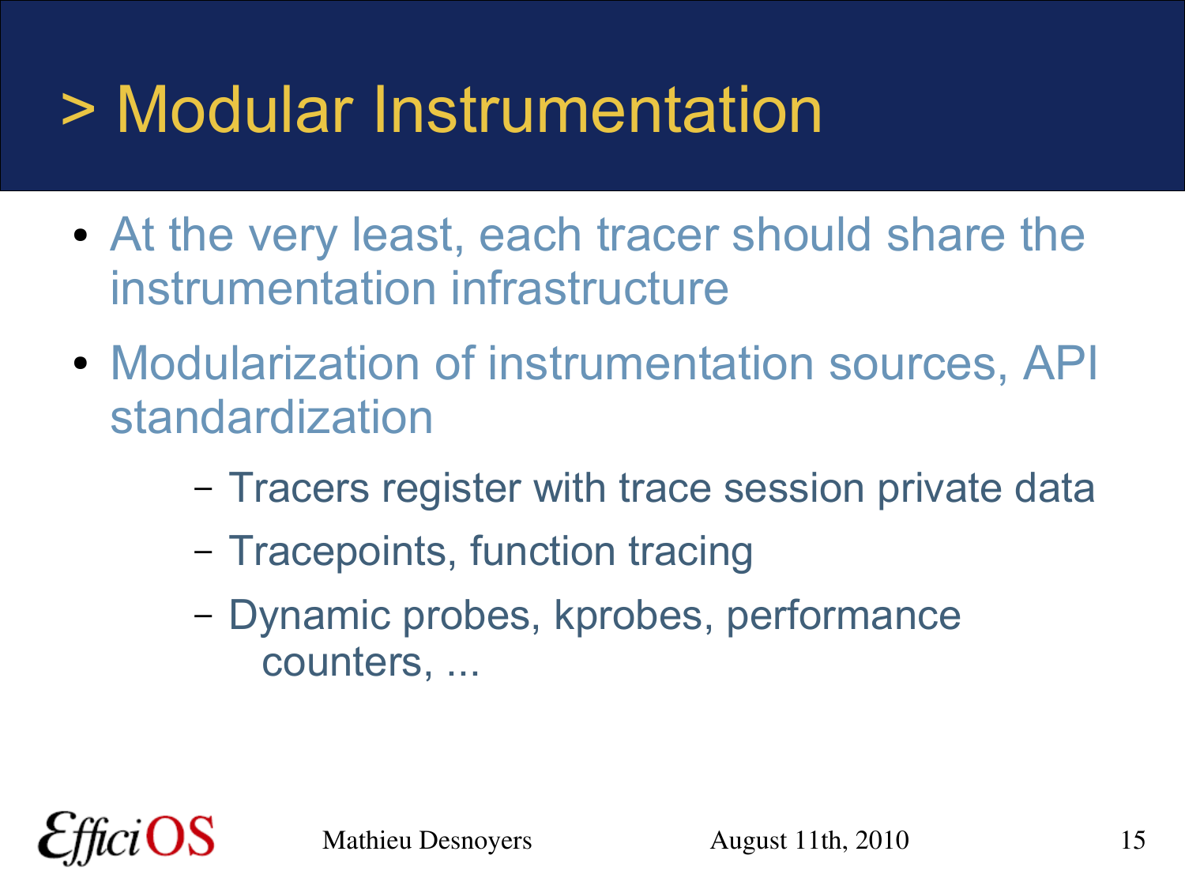# > Modular Instrumentation

- At the very least, each tracer should share the instrumentation infrastructure
- Modularization of instrumentation sources, API standardization
  - Tracers register with trace session private data
  - Tracepoints, function tracing
  - Dynamic probes, kprobes, performance counters, ...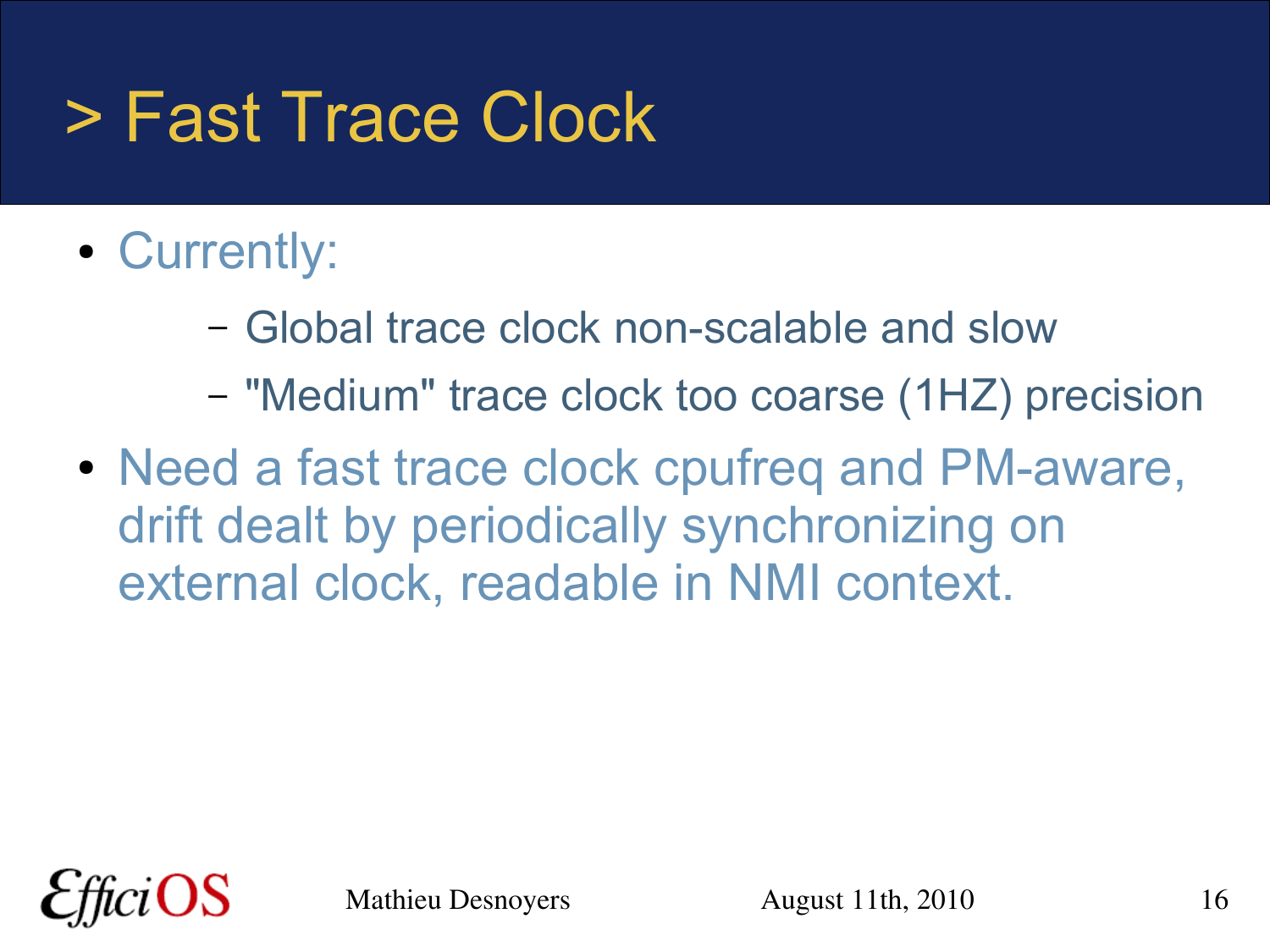# > Fast Trace Clock

- Currently:
  - Global trace clock non-scalable and slow
  - "Medium" trace clock too coarse (1HZ) precision
- Need a fast trace clock cpufreq and PM-aware, drift dealt by periodically synchronizing on external clock, readable in NMI context.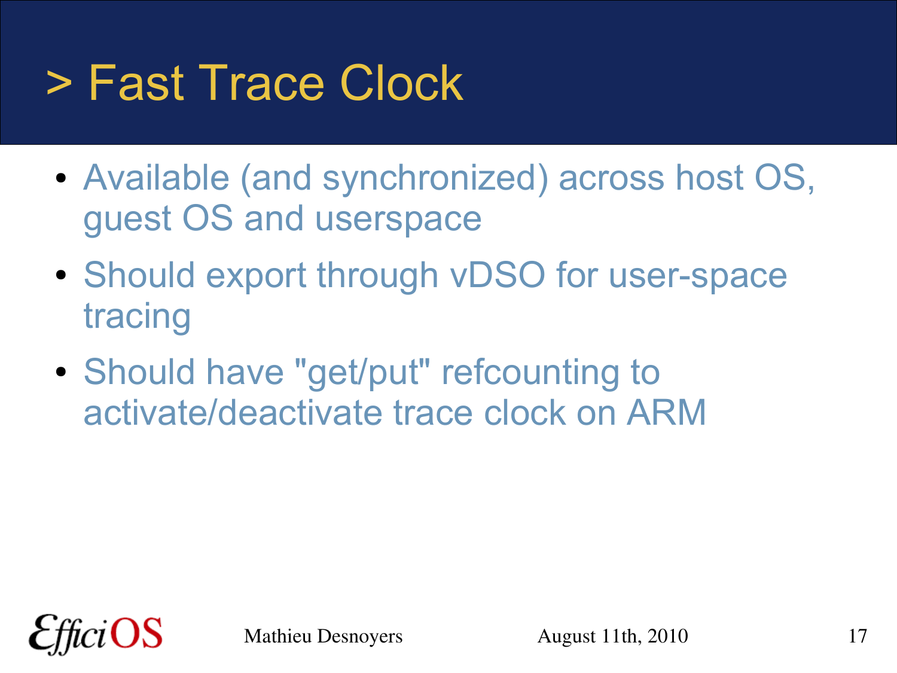# > Fast Trace Clock

- Available (and synchronized) across host OS, guest OS and userspace
- Should export through vDSO for user-space tracing
- Should have "get/put" refcounting to activate/deactivate trace clock on ARM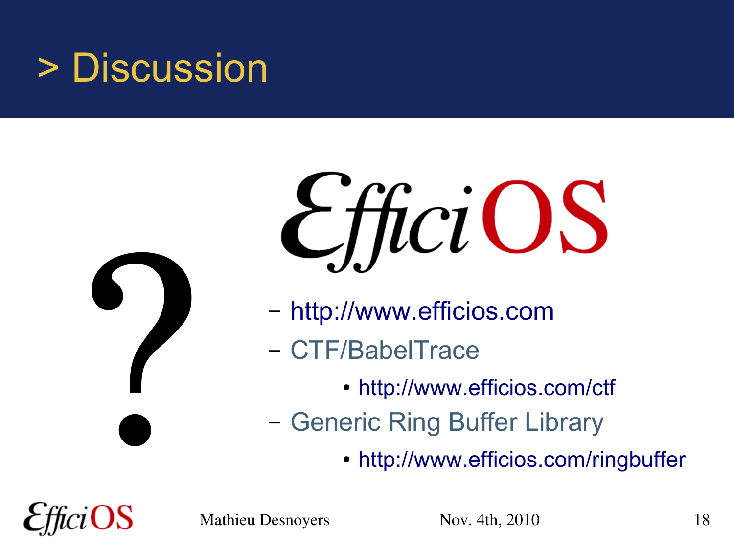# > Discussion

?

EfficiOS

- http://www.efficios.com
- CTF/BabelTrace
  - http://www.efficios.com/ctf
- Generic Ring Buffer Library
  - http://www.efficios.com/ringbuffer